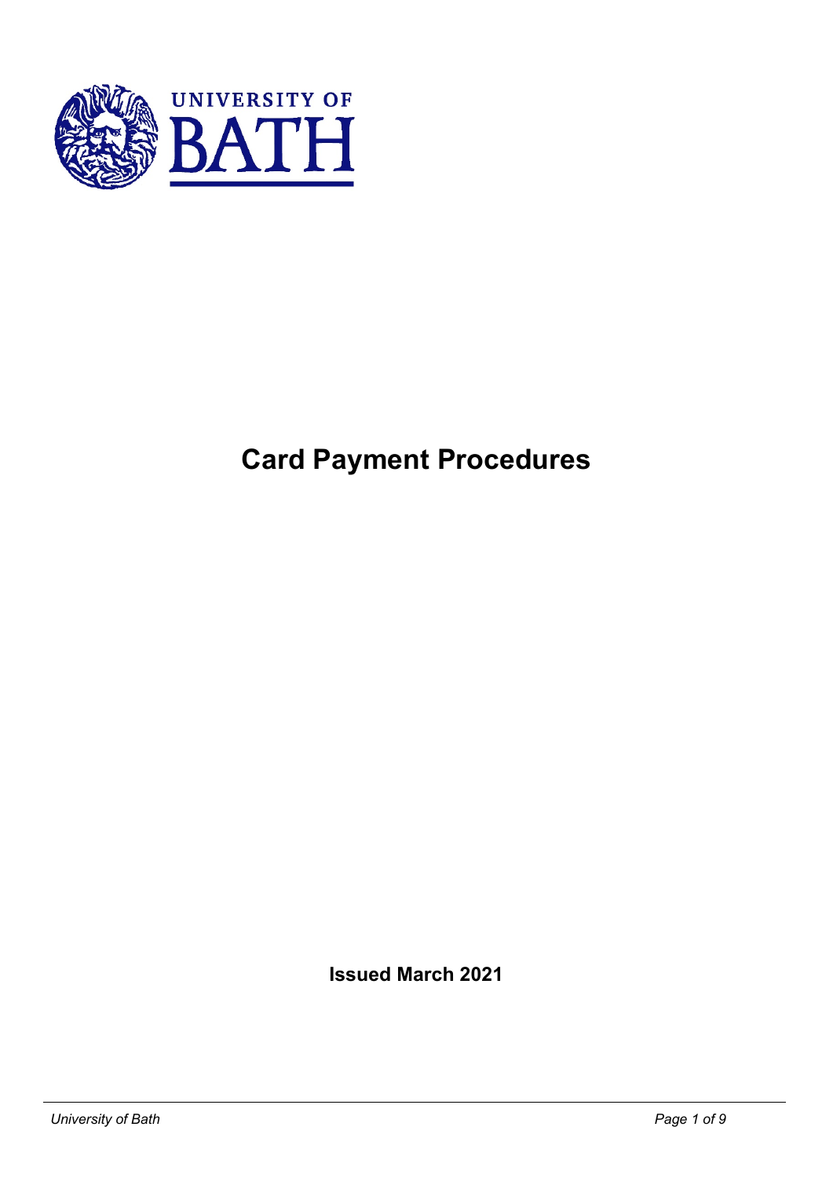UNIVERSITY OF BATH

# Card Payment Procedures

**Issued March 2021**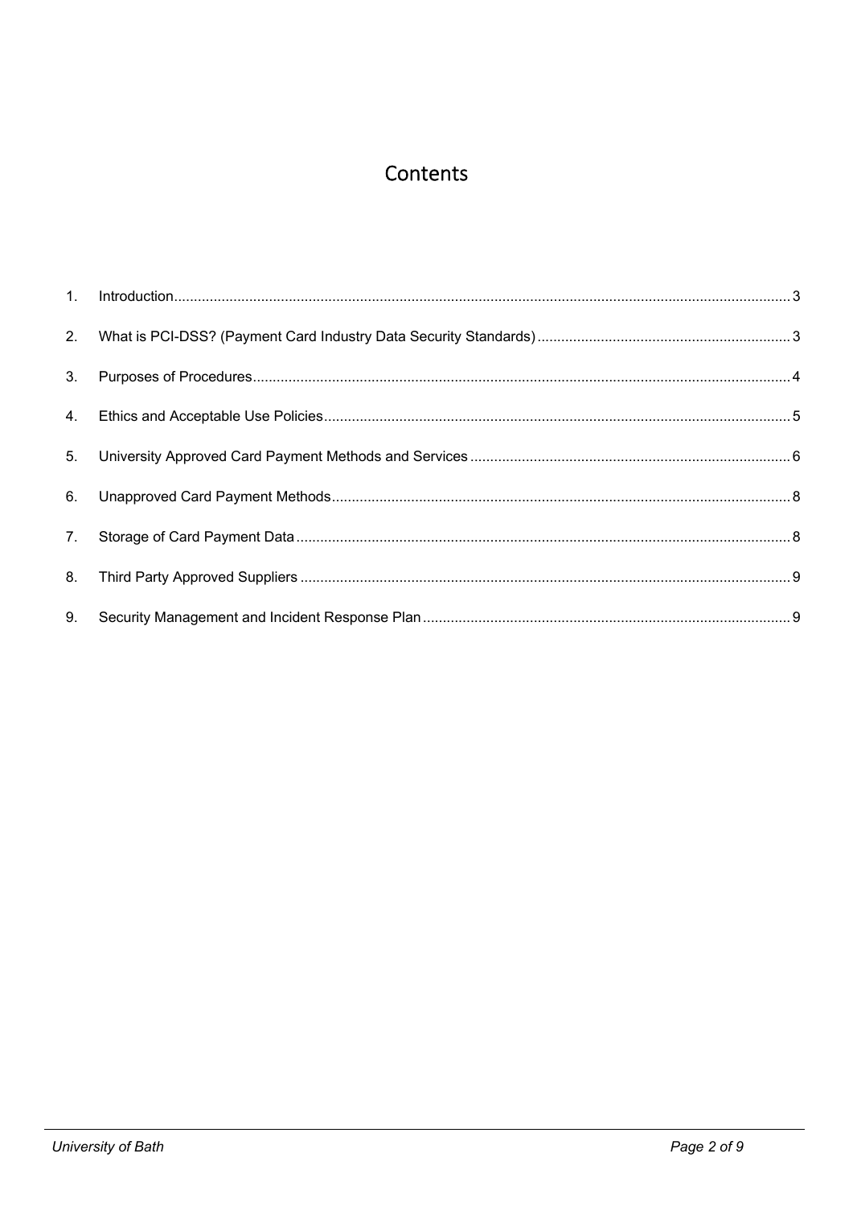# Contents

1. Introduction ... 3
2. What is PCI-DSS? (Payment Card Industry Data Security Standards) ... 3
3. Purposes of Procedures ... 4
4. Ethics and Acceptable Use Policies ... 5
5. University Approved Card Payment Methods and Services ... 6
6. Unapproved Card Payment Methods ... 8
7. Storage of Card Payment Data ... 8
8. Third Party Approved Suppliers ... 9
9. Security Management and Incident Response Plan ... 9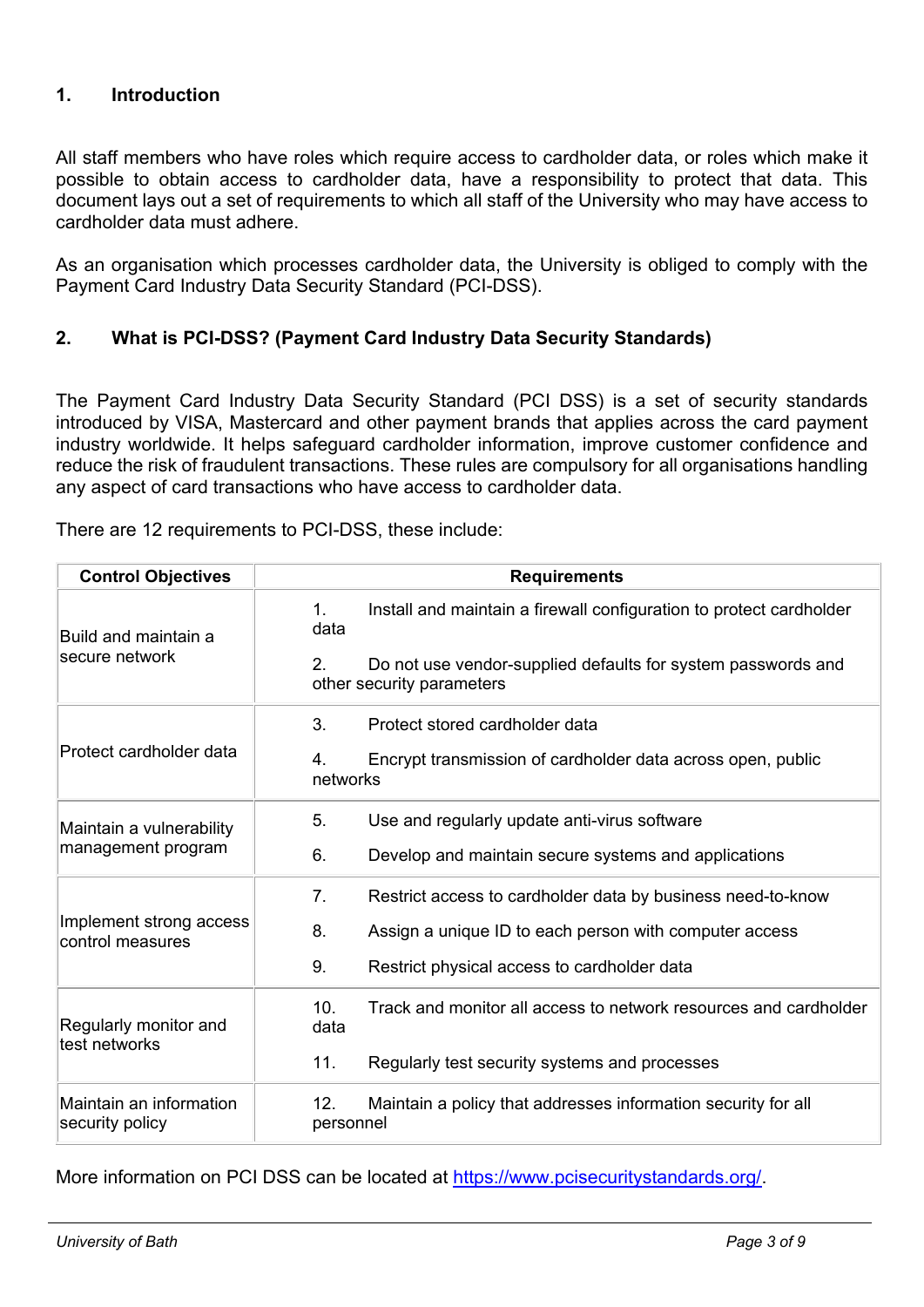## 1. Introduction

All staff members who have roles which require access to cardholder data, or roles which make it possible to obtain access to cardholder data, have a responsibility to protect that data. This document lays out a set of requirements to which all staff of the University who may have access to cardholder data must adhere.

As an organisation which processes cardholder data, the University is obliged to comply with the Payment Card Industry Data Security Standard (PCI-DSS).

## 2. What is PCI-DSS? (Payment Card Industry Data Security Standards)

The Payment Card Industry Data Security Standard (PCI DSS) is a set of security standards introduced by VISA, Mastercard and other payment brands that applies across the card payment industry worldwide. It helps safeguard cardholder information, improve customer confidence and reduce the risk of fraudulent transactions. These rules are compulsory for all organisations handling any aspect of card transactions who have access to cardholder data.

There are 12 requirements to PCI-DSS, these include:

| Control Objectives | Requirements |
|---|---|
| Build and maintain a secure network | 1. Install and maintain a firewall configuration to protect cardholder data<br>2. Do not use vendor-supplied defaults for system passwords and other security parameters |
| Protect cardholder data | 3. Protect stored cardholder data<br>4. Encrypt transmission of cardholder data across open, public networks |
| Maintain a vulnerability management program | 5. Use and regularly update anti-virus software<br>6. Develop and maintain secure systems and applications |
| Implement strong access control measures | 7. Restrict access to cardholder data by business need-to-know<br>8. Assign a unique ID to each person with computer access<br>9. Restrict physical access to cardholder data |
| Regularly monitor and test networks | 10. Track and monitor all access to network resources and cardholder data<br>11. Regularly test security systems and processes |
| Maintain an information security policy | 12. Maintain a policy that addresses information security for all personnel |

More information on PCI DSS can be located at [https://www.pcisecuritystandards.org/](https://www.pcisecuritystandards.org/).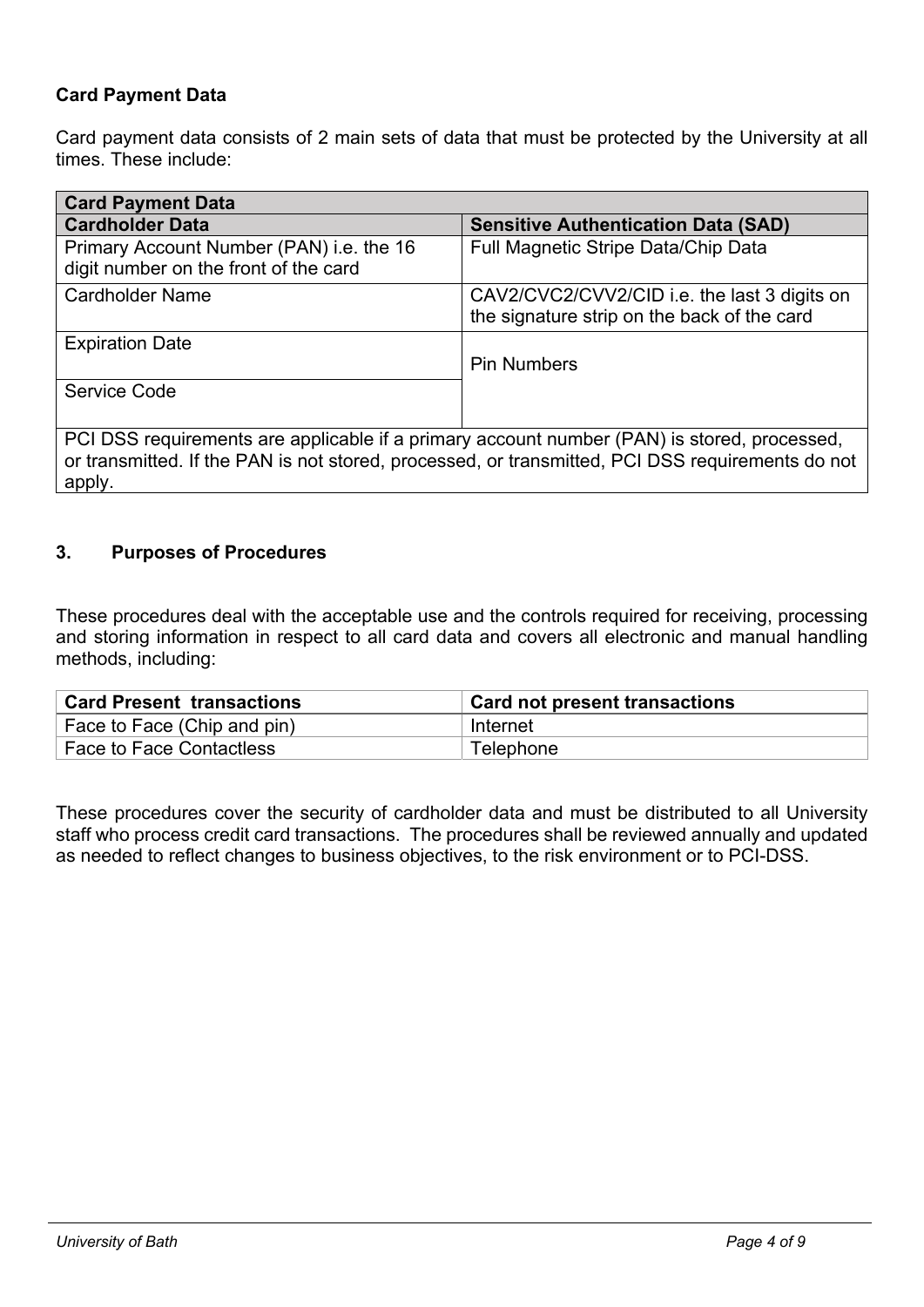**Card Payment Data**

Card payment data consists of 2 main sets of data that must be protected by the University at all times. These include:

| Card Payment Data | |
|---|---|
| **Cardholder Data** | **Sensitive Authentication Data (SAD)** |
| Primary Account Number (PAN) i.e. the 16 digit number on the front of the card | Full Magnetic Stripe Data/Chip Data |
| Cardholder Name | CAV2/CVC2/CVV2/CID i.e. the last 3 digits on the signature strip on the back of the card |
| Expiration Date | Pin Numbers |
| Service Code | |
| PCI DSS requirements are applicable if a primary account number (PAN) is stored, processed, or transmitted. If the PAN is not stored, processed, or transmitted, PCI DSS requirements do not apply. | |

## 3. Purposes of Procedures

These procedures deal with the acceptable use and the controls required for receiving, processing and storing information in respect to all card data and covers all electronic and manual handling methods, including:

| Card Present transactions | Card not present transactions |
|---|---|
| Face to Face (Chip and pin) | Internet |
| Face to Face Contactless | Telephone |

These procedures cover the security of cardholder data and must be distributed to all University staff who process credit card transactions. The procedures shall be reviewed annually and updated as needed to reflect changes to business objectives, to the risk environment or to PCI-DSS.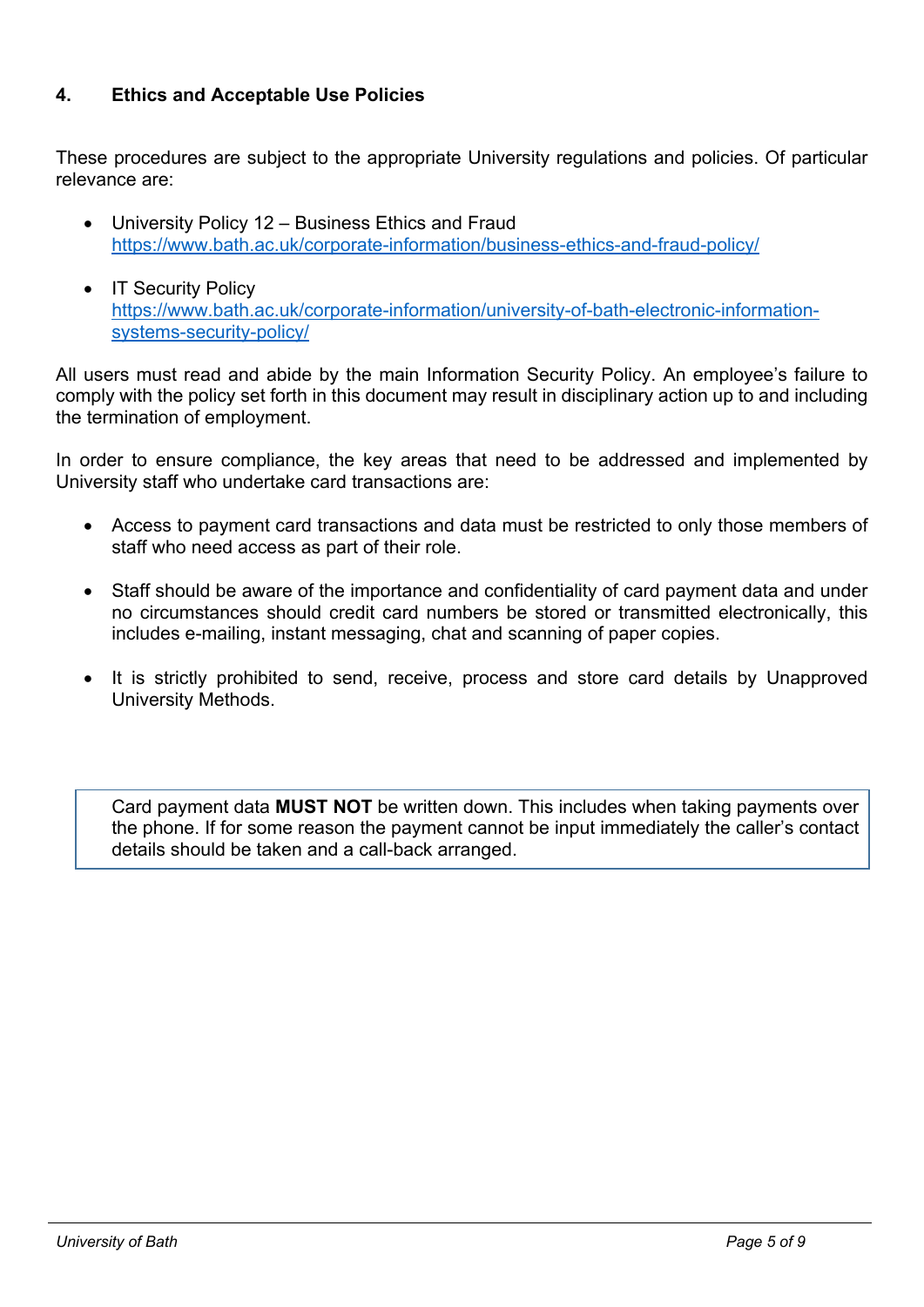## 4. Ethics and Acceptable Use Policies

These procedures are subject to the appropriate University regulations and policies. Of particular relevance are:

- University Policy 12 – Business Ethics and Fraud
  https://www.bath.ac.uk/corporate-information/business-ethics-and-fraud-policy/

- IT Security Policy
  https://www.bath.ac.uk/corporate-information/university-of-bath-electronic-information-systems-security-policy/

All users must read and abide by the main Information Security Policy. An employee's failure to comply with the policy set forth in this document may result in disciplinary action up to and including the termination of employment.

In order to ensure compliance, the key areas that need to be addressed and implemented by University staff who undertake card transactions are:

- Access to payment card transactions and data must be restricted to only those members of staff who need access as part of their role.

- Staff should be aware of the importance and confidentiality of card payment data and under no circumstances should credit card numbers be stored or transmitted electronically, this includes e-mailing, instant messaging, chat and scanning of paper copies.

- It is strictly prohibited to send, receive, process and store card details by Unapproved University Methods.

> Card payment data **MUST NOT** be written down. This includes when taking payments over the phone. If for some reason the payment cannot be input immediately the caller's contact details should be taken and a call-back arranged.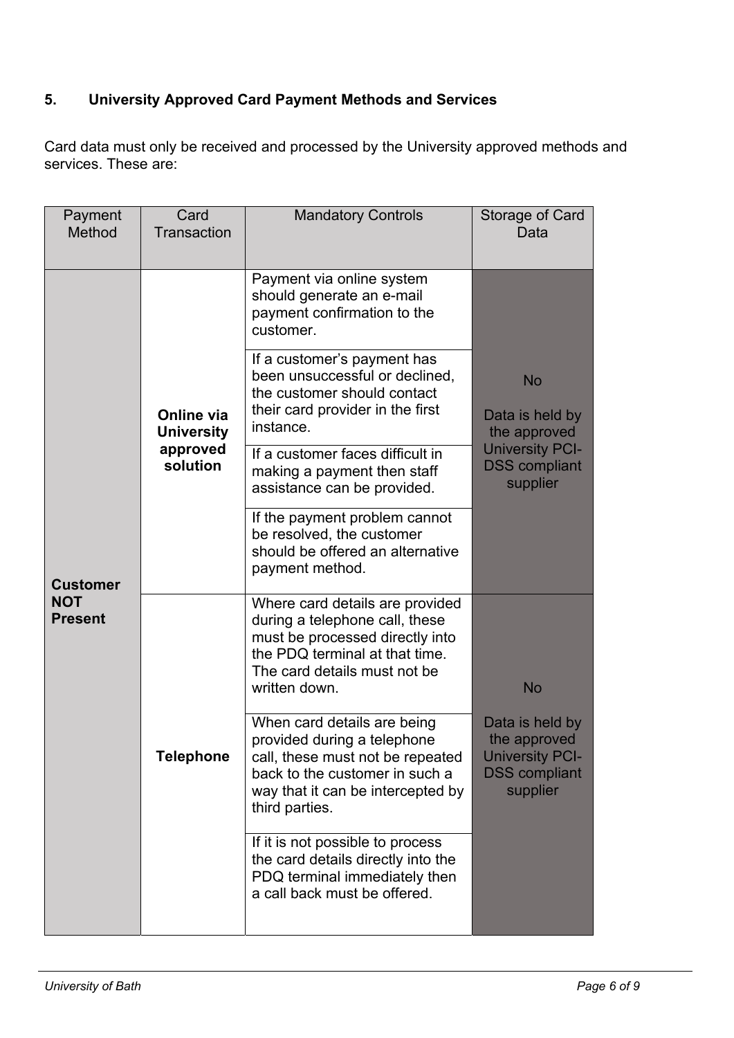## 5. University Approved Card Payment Methods and Services

Card data must only be received and processed by the University approved methods and services. These are:

| Payment Method | Card Transaction | Mandatory Controls | Storage of Card Data |
|---|---|---|---|
| **Customer NOT Present** | **Online via University approved solution** | Payment via online system should generate an e-mail payment confirmation to the customer. | No<br><br>Data is held by the approved University PCI-DSS compliant supplier |
| | | If a customer's payment has been unsuccessful or declined, the customer should contact their card provider in the first instance. | |
| | | If a customer faces difficult in making a payment then staff assistance can be provided. | |
| | | If the payment problem cannot be resolved, the customer should be offered an alternative payment method. | |
| | **Telephone** | Where card details are provided during a telephone call, these must be processed directly into the PDQ terminal at that time. The card details must not be written down. | No<br><br>Data is held by the approved University PCI-DSS compliant supplier |
| | | When card details are being provided during a telephone call, these must not be repeated back to the customer in such a way that it can be intercepted by third parties. | |
| | | If it is not possible to process the card details directly into the PDQ terminal immediately then a call back must be offered. | |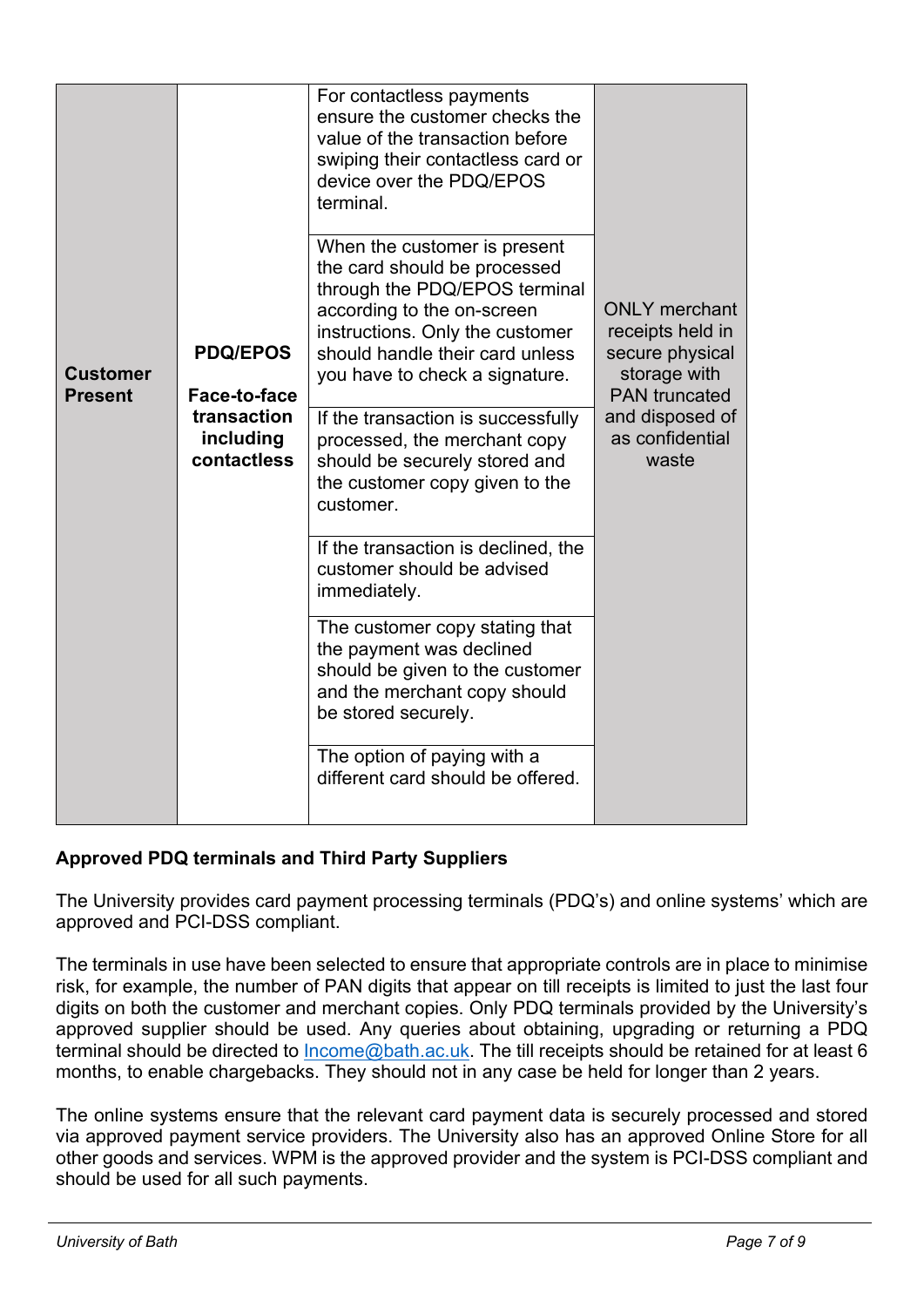| | | | |
|---|---|---|---|
| **Customer Present** | **PDQ/EPOS**<br><br>**Face-to-face transaction including contactless** | For contactless payments ensure the customer checks the value of the transaction before swiping their contactless card or device over the PDQ/EPOS terminal. | ONLY merchant receipts held in secure physical storage with PAN truncated and disposed of as confidential waste |
| | | When the customer is present the card should be processed through the PDQ/EPOS terminal according to the on-screen instructions. Only the customer should handle their card unless you have to check a signature. | |
| | | If the transaction is successfully processed, the merchant copy should be securely stored and the customer copy given to the customer. | |
| | | If the transaction is declined, the customer should be advised immediately. | |
| | | The customer copy stating that the payment was declined should be given to the customer and the merchant copy should be stored securely. | |
| | | The option of paying with a different card should be offered. | |

**Approved PDQ terminals and Third Party Suppliers**

The University provides card payment processing terminals (PDQ's) and online systems' which are approved and PCI-DSS compliant.

The terminals in use have been selected to ensure that appropriate controls are in place to minimise risk, for example, the number of PAN digits that appear on till receipts is limited to just the last four digits on both the customer and merchant copies. Only PDQ terminals provided by the University's approved supplier should be used. Any queries about obtaining, upgrading or returning a PDQ terminal should be directed to Income@bath.ac.uk. The till receipts should be retained for at least 6 months, to enable chargebacks. They should not in any case be held for longer than 2 years.

The online systems ensure that the relevant card payment data is securely processed and stored via approved payment service providers. The University also has an approved Online Store for all other goods and services. WPM is the approved provider and the system is PCI-DSS compliant and should be used for all such payments.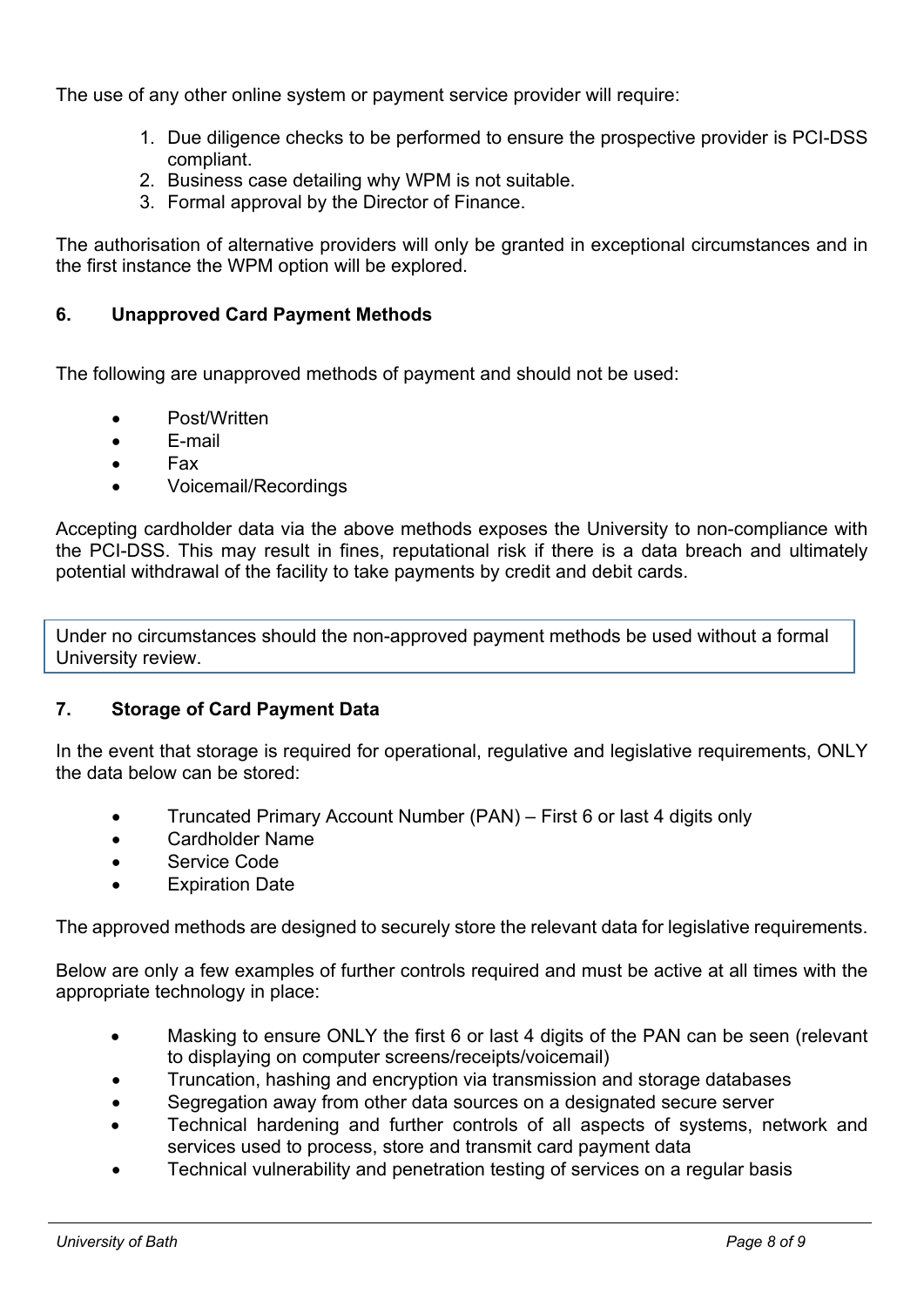The use of any other online system or payment service provider will require:

1. Due diligence checks to be performed to ensure the prospective provider is PCI-DSS compliant.
2. Business case detailing why WPM is not suitable.
3. Formal approval by the Director of Finance.

The authorisation of alternative providers will only be granted in exceptional circumstances and in the first instance the WPM option will be explored.

## 6. Unapproved Card Payment Methods

The following are unapproved methods of payment and should not be used:

- Post/Written
- E-mail
- Fax
- Voicemail/Recordings

Accepting cardholder data via the above methods exposes the University to non-compliance with the PCI-DSS. This may result in fines, reputational risk if there is a data breach and ultimately potential withdrawal of the facility to take payments by credit and debit cards.

Under no circumstances should the non-approved payment methods be used without a formal University review.

## 7. Storage of Card Payment Data

In the event that storage is required for operational, regulative and legislative requirements, ONLY the data below can be stored:

- Truncated Primary Account Number (PAN) – First 6 or last 4 digits only
- Cardholder Name
- Service Code
- Expiration Date

The approved methods are designed to securely store the relevant data for legislative requirements.

Below are only a few examples of further controls required and must be active at all times with the appropriate technology in place:

- Masking to ensure ONLY the first 6 or last 4 digits of the PAN can be seen (relevant to displaying on computer screens/receipts/voicemail)
- Truncation, hashing and encryption via transmission and storage databases
- Segregation away from other data sources on a designated secure server
- Technical hardening and further controls of all aspects of systems, network and services used to process, store and transmit card payment data
- Technical vulnerability and penetration testing of services on a regular basis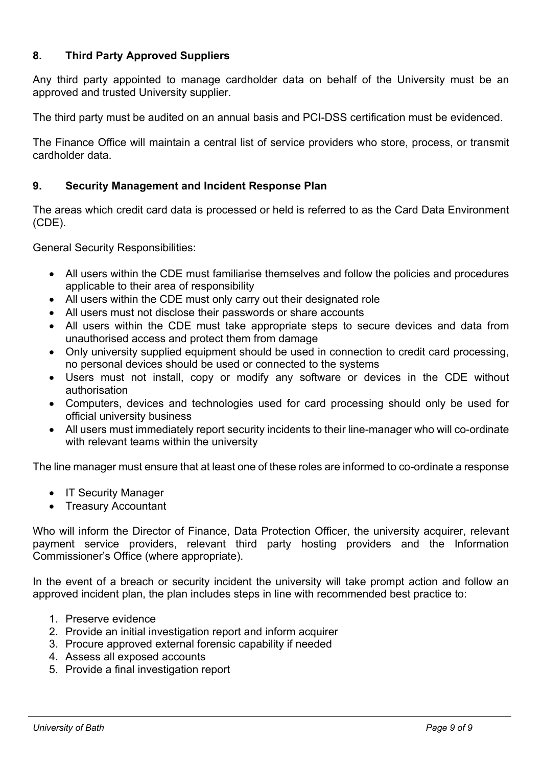## 8. Third Party Approved Suppliers

Any third party appointed to manage cardholder data on behalf of the University must be an approved and trusted University supplier.

The third party must be audited on an annual basis and PCI-DSS certification must be evidenced.

The Finance Office will maintain a central list of service providers who store, process, or transmit cardholder data.

## 9. Security Management and Incident Response Plan

The areas which credit card data is processed or held is referred to as the Card Data Environment (CDE).

General Security Responsibilities:

- All users within the CDE must familiarise themselves and follow the policies and procedures applicable to their area of responsibility
- All users within the CDE must only carry out their designated role
- All users must not disclose their passwords or share accounts
- All users within the CDE must take appropriate steps to secure devices and data from unauthorised access and protect them from damage
- Only university supplied equipment should be used in connection to credit card processing, no personal devices should be used or connected to the systems
- Users must not install, copy or modify any software or devices in the CDE without authorisation
- Computers, devices and technologies used for card processing should only be used for official university business
- All users must immediately report security incidents to their line-manager who will co-ordinate with relevant teams within the university

The line manager must ensure that at least one of these roles are informed to co-ordinate a response

- IT Security Manager
- Treasury Accountant

Who will inform the Director of Finance, Data Protection Officer, the university acquirer, relevant payment service providers, relevant third party hosting providers and the Information Commissioner's Office (where appropriate).

In the event of a breach or security incident the university will take prompt action and follow an approved incident plan, the plan includes steps in line with recommended best practice to:

1. Preserve evidence
2. Provide an initial investigation report and inform acquirer
3. Procure approved external forensic capability if needed
4. Assess all exposed accounts
5. Provide a final investigation report